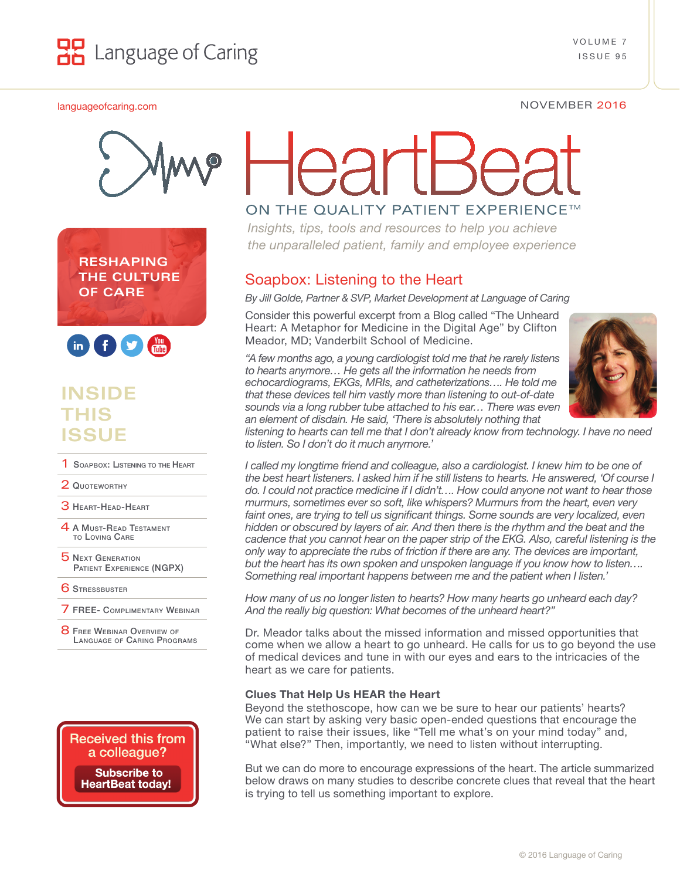# Language of Caring

languageofcaring.com

NOVEMBER 2016

# HeartBeat

## ON THE QUALITY PATIENT EXPERIENCE™

*Insights, tips, tools and resources to help you achieve the unparalleled patient, family and employee experience*

**RESHAPING THE CULTURE OF CARE**

## INSIDE THIS ISSUE

1. Soapbox: Listening to the Heart
2. Quoteworthy
3. Heart-Head-Heart
4. A Must-Read Testament to Loving Care
5. Next Generation Patient Experience (NGPX)
6. Stressbuster
7. FREE- Complimentary Webinar
8. Free Webinar Overview of Language of Caring Programs

**Received this from a colleague?**

**Subscribe to HeartBeat today!**

## Soapbox: Listening to the Heart

*By Jill Golde, Partner & SVP, Market Development at Language of Caring*

Consider this powerful excerpt from a Blog called "The Unheard Heart: A Metaphor for Medicine in the Digital Age" by Clifton Meador, MD; Vanderbilt School of Medicine.

*"A few months ago, a young cardiologist told me that he rarely listens to hearts anymore… He gets all the information he needs from echocardiograms, EKGs, MRIs, and catheterizations…. He told me that these devices tell him vastly more than listening to out-of-date sounds via a long rubber tube attached to his ear… There was even an element of disdain. He said, 'There is absolutely nothing that listening to hearts can tell me that I don't already know from technology. I have no need to listen. So I don't do it much anymore.'*

*I called my longtime friend and colleague, also a cardiologist. I knew him to be one of the best heart listeners. I asked him if he still listens to hearts. He answered, 'Of course I do. I could not practice medicine if I didn't…. How could anyone not want to hear those murmurs, sometimes ever so soft, like whispers? Murmurs from the heart, even very faint ones, are trying to tell us significant things. Some sounds are very localized, even hidden or obscured by layers of air. And then there is the rhythm and the beat and the cadence that you cannot hear on the paper strip of the EKG. Also, careful listening is the only way to appreciate the rubs of friction if there are any. The devices are important, but the heart has its own spoken and unspoken language if you know how to listen…. Something real important happens between me and the patient when I listen.'*

*How many of us no longer listen to hearts? How many hearts go unheard each day? And the really big question: What becomes of the unheard heart?"*

Dr. Meador talks about the missed information and missed opportunities that come when we allow a heart to go unheard. He calls for us to go beyond the use of medical devices and tune in with our eyes and ears to the intricacies of the heart as we care for patients.

### Clues That Help Us HEAR the Heart

Beyond the stethoscope, how can we be sure to hear our patients' hearts? We can start by asking very basic open-ended questions that encourage the patient to raise their issues, like "Tell me what's on your mind today" and, "What else?" Then, importantly, we need to listen without interrupting.

But we can do more to encourage expressions of the heart. The article summarized below draws on many studies to describe concrete clues that reveal that the heart is trying to tell us something important to explore.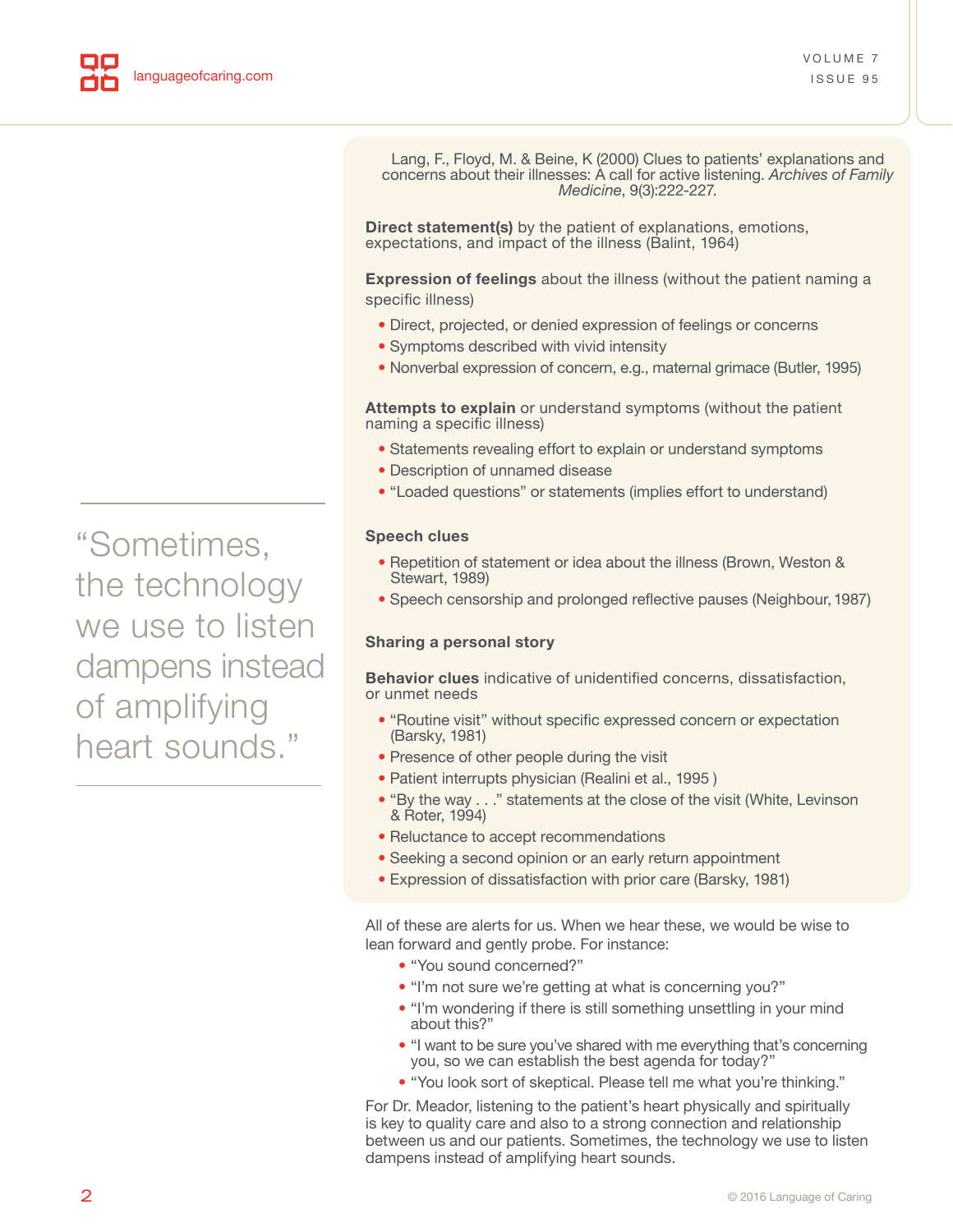Lang, F., Floyd, M. & Beine, K (2000) Clues to patients' explanations and concerns about their illnesses: A call for active listening. *Archives of Family Medicine*, 9(3):222-227.

**Direct statement(s)** by the patient of explanations, emotions, expectations, and impact of the illness (Balint, 1964)

**Expression of feelings** about the illness (without the patient naming a specific illness)

- Direct, projected, or denied expression of feelings or concerns
- Symptoms described with vivid intensity
- Nonverbal expression of concern, e.g., maternal grimace (Butler, 1995)

**Attempts to explain** or understand symptoms (without the patient naming a specific illness)

- Statements revealing effort to explain or understand symptoms
- Description of unnamed disease
- "Loaded questions" or statements (implies effort to understand)

**Speech clues**

- Repetition of statement or idea about the illness (Brown, Weston & Stewart, 1989)
- Speech censorship and prolonged reflective pauses (Neighbour, 1987)

**Sharing a personal story**

**Behavior clues** indicative of unidentified concerns, dissatisfaction, or unmet needs

- "Routine visit" without specific expressed concern or expectation (Barsky, 1981)
- Presence of other people during the visit
- Patient interrupts physician (Realini et al., 1995 )
- "By the way . . ." statements at the close of the visit (White, Levinson & Roter, 1994)
- Reluctance to accept recommendations
- Seeking a second opinion or an early return appointment
- Expression of dissatisfaction with prior care (Barsky, 1981)

All of these are alerts for us. When we hear these, we would be wise to lean forward and gently probe. For instance:

- "You sound concerned?"
- "I'm not sure we're getting at what is concerning you?"
- "I'm wondering if there is still something unsettling in your mind about this?"
- "I want to be sure you've shared with me everything that's concerning you, so we can establish the best agenda for today?"
- "You look sort of skeptical. Please tell me what you're thinking."

For Dr. Meador, listening to the patient's heart physically and spiritually is key to quality care and also to a strong connection and relationship between us and our patients. Sometimes, the technology we use to listen dampens instead of amplifying heart sounds.

> "Sometimes, the technology we use to listen dampens instead of amplifying heart sounds."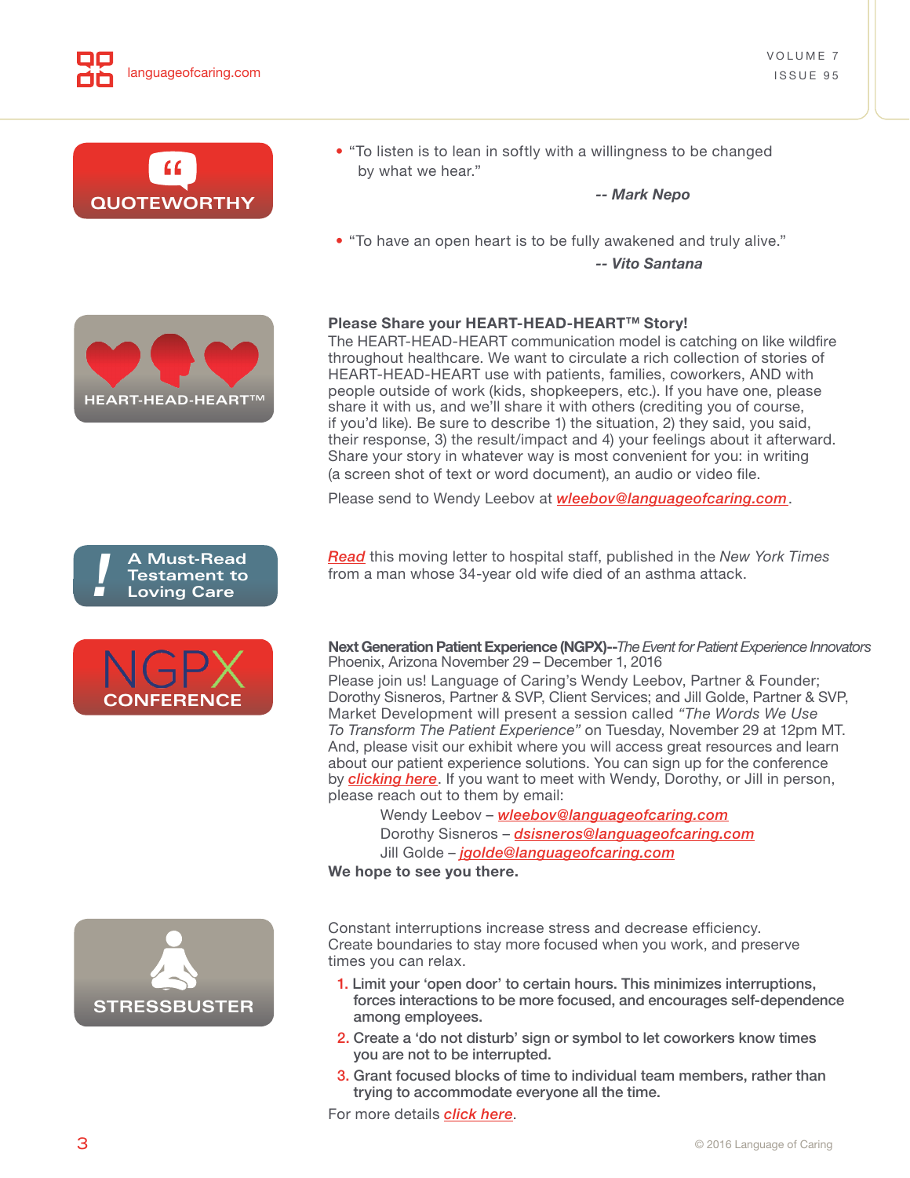## QUOTEWORTHY

- "To listen is to lean in softly with a willingness to be changed by what we hear."

  ***-- Mark Nepo***

- "To have an open heart is to be fully awakened and truly alive."

  ***-- Vito Santana***

## HEART-HEAD-HEART™

**Please Share your HEART-HEAD-HEART™ Story!**

The HEART-HEAD-HEART communication model is catching on like wildfire throughout healthcare. We want to circulate a rich collection of stories of HEART-HEAD-HEART use with patients, families, coworkers, AND with people outside of work (kids, shopkeepers, etc.). If you have one, please share it with us, and we'll share it with others (crediting you of course, if you'd like). Be sure to describe 1) the situation, 2) they said, you said, their response, 3) the result/impact and 4) your feelings about it afterward. Share your story in whatever way is most convenient for you: in writing (a screen shot of text or word document), an audio or video file.

Please send to Wendy Leebov at ***wleebov@languageofcaring.com***.

## A Must-Read Testament to Loving Care

***Read*** this moving letter to hospital staff, published in the *New York Times* from a man whose 34-year old wife died of an asthma attack.

## NGPX CONFERENCE

**Next Generation Patient Experience (NGPX)--***The Event for Patient Experience Innovators*
Phoenix, Arizona November 29 – December 1, 2016

Please join us! Language of Caring's Wendy Leebov, Partner & Founder; Dorothy Sisneros, Partner & SVP, Client Services; and Jill Golde, Partner & SVP, Market Development will present a session called *"The Words We Use To Transform The Patient Experience"* on Tuesday, November 29 at 12pm MT. And, please visit our exhibit where you will access great resources and learn about our patient experience solutions. You can sign up for the conference by ***clicking here***. If you want to meet with Wendy, Dorothy, or Jill in person, please reach out to them by email:

Wendy Leebov – ***wleebov@languageofcaring.com***
Dorothy Sisneros – ***dsisneros@languageofcaring.com***
Jill Golde – ***jgolde@languageofcaring.com***

**We hope to see you there.**

## STRESSBUSTER

Constant interruptions increase stress and decrease efficiency. Create boundaries to stay more focused when you work, and preserve times you can relax.

1. **Limit your 'open door' to certain hours. This minimizes interruptions, forces interactions to be more focused, and encourages self-dependence among employees.**
2. **Create a 'do not disturb' sign or symbol to let coworkers know times you are not to be interrupted.**
3. **Grant focused blocks of time to individual team members, rather than trying to accommodate everyone all the time.**

For more details ***click here***.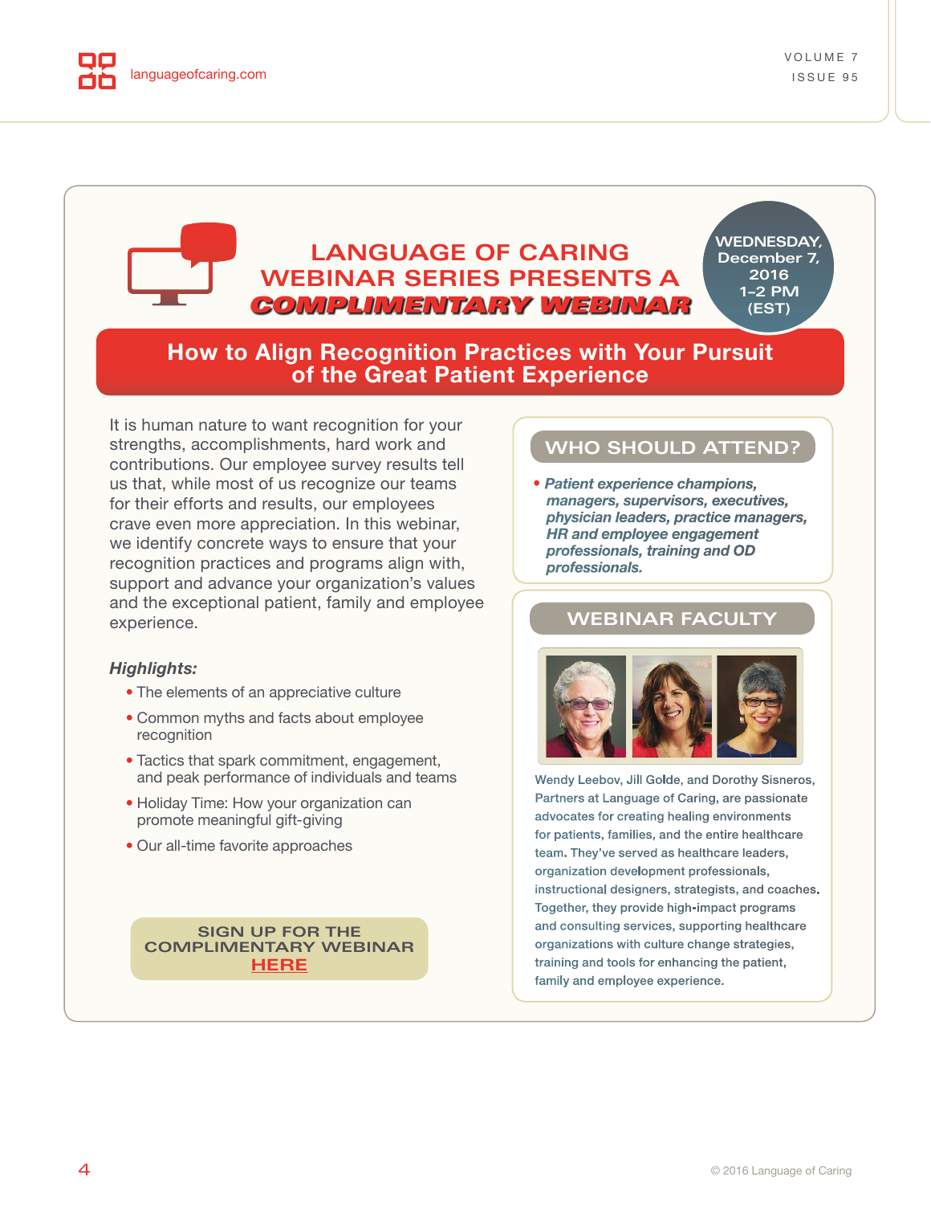# LANGUAGE OF CARING WEBINAR SERIES PRESENTS A COMPLIMENTARY WEBINAR

**WEDNESDAY, December 7, 2016 1–2 PM (EST)**

## How to Align Recognition Practices with Your Pursuit of the Great Patient Experience

It is human nature to want recognition for your strengths, accomplishments, hard work and contributions. Our employee survey results tell us that, while most of us recognize our teams for their efforts and results, our employees crave even more appreciation. In this webinar, we identify concrete ways to ensure that your recognition practices and programs align with, support and advance your organization's values and the exceptional patient, family and employee experience.

***Highlights:***

- The elements of an appreciative culture
- Common myths and facts about employee recognition
- Tactics that spark commitment, engagement, and peak performance of individuals and teams
- Holiday Time: How your organization can promote meaningful gift-giving
- Our all-time favorite approaches

**SIGN UP FOR THE COMPLIMENTARY WEBINAR HERE**

### WHO SHOULD ATTEND?

- ***Patient experience champions, managers, supervisors, executives, physician leaders, practice managers, HR and employee engagement professionals, training and OD professionals.***

### WEBINAR FACULTY

Wendy Leebov, Jill Golde, and Dorothy Sisneros, Partners at Language of Caring, are passionate advocates for creating healing environments for patients, families, and the entire healthcare team. They've served as healthcare leaders, organization development professionals, instructional designers, strategists, and coaches. Together, they provide high-impact programs and consulting services, supporting healthcare organizations with culture change strategies, training and tools for enhancing the patient, family and employee experience.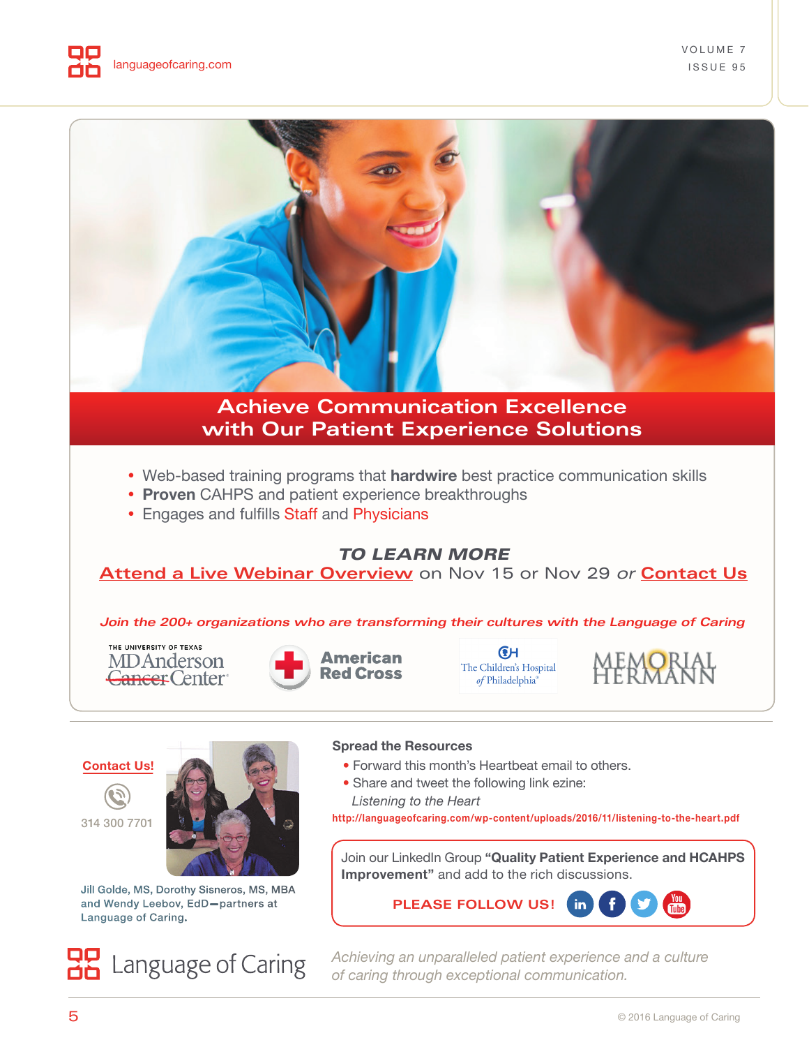## Achieve Communication Excellence with Our Patient Experience Solutions

- Web-based training programs that **hardwire** best practice communication skills
- **Proven** CAHPS and patient experience breakthroughs
- Engages and fulfills Staff and Physicians

***TO LEARN MORE***

Attend a Live Webinar Overview on Nov 15 or Nov 29 *or* Contact Us

*Join the 200+ organizations who are transforming their cultures with the Language of Caring*

THE UNIVERSITY OF TEXAS MD Anderson Cancer Center

American Red Cross

The Children's Hospital of Philadelphia

MEMORIAL HERMANN

**Contact Us!**

314 300 7701

Jill Golde, MS, Dorothy Sisneros, MS, MBA and Wendy Leebov, EdD—partners at Language of Caring.

### Spread the Resources

- Forward this month's Heartbeat email to others.
- Share and tweet the following link ezine:
  *Listening to the Heart*

http://languageofcaring.com/wp-content/uploads/2016/11/listening-to-the-heart.pdf

Join our LinkedIn Group **"Quality Patient Experience and HCAHPS Improvement"** and add to the rich discussions.

PLEASE FOLLOW US!

Language of Caring

*Achieving an unparalleled patient experience and a culture of caring through exceptional communication.*

© 2016 Language of Caring